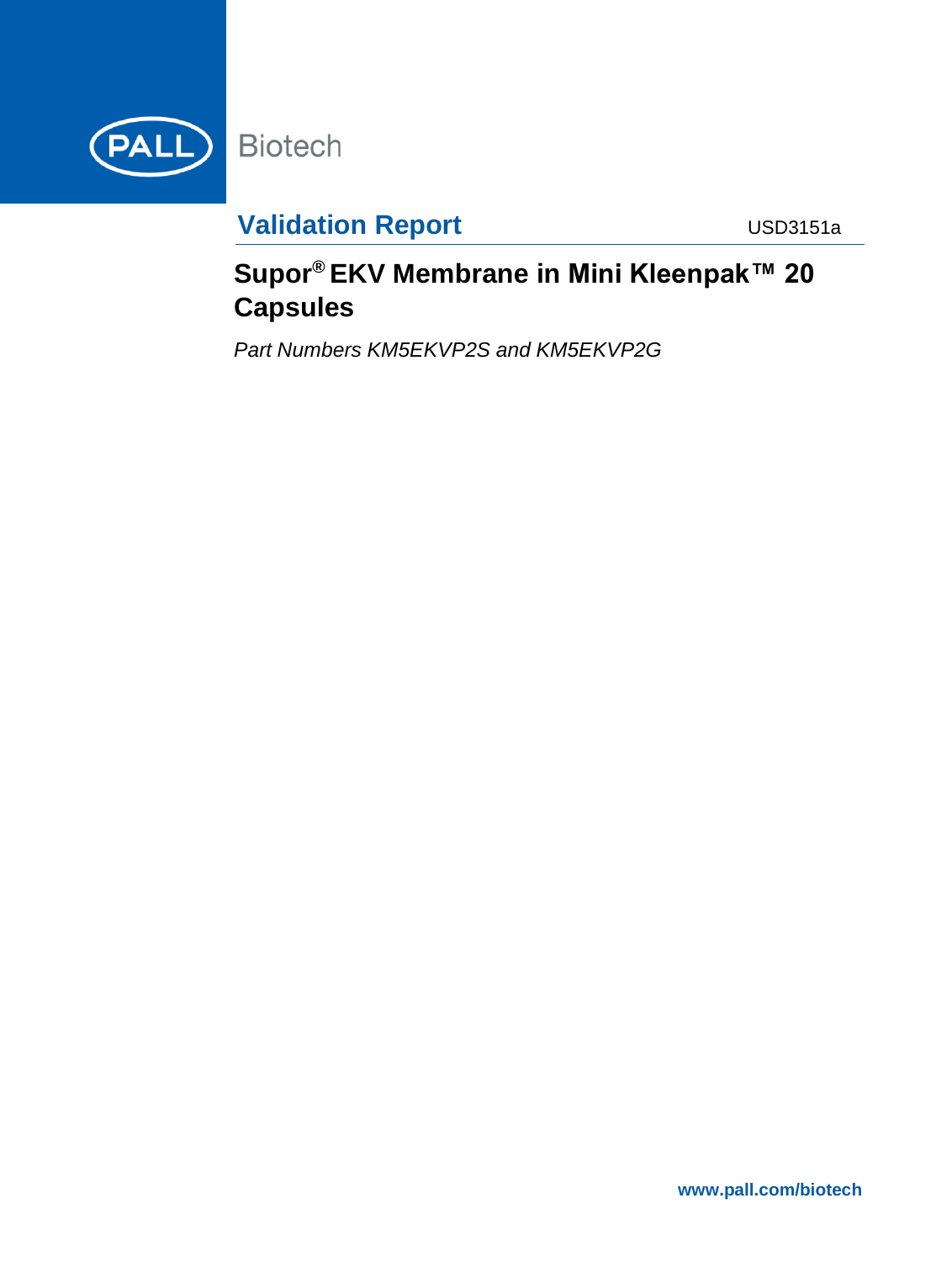PALL Biotech

Validation Report

USD3151a

# Supor® EKV Membrane in Mini Kleenpak™ 20 Capsules

*Part Numbers KM5EKVP2S and KM5EKVP2G*

www.pall.com/biotech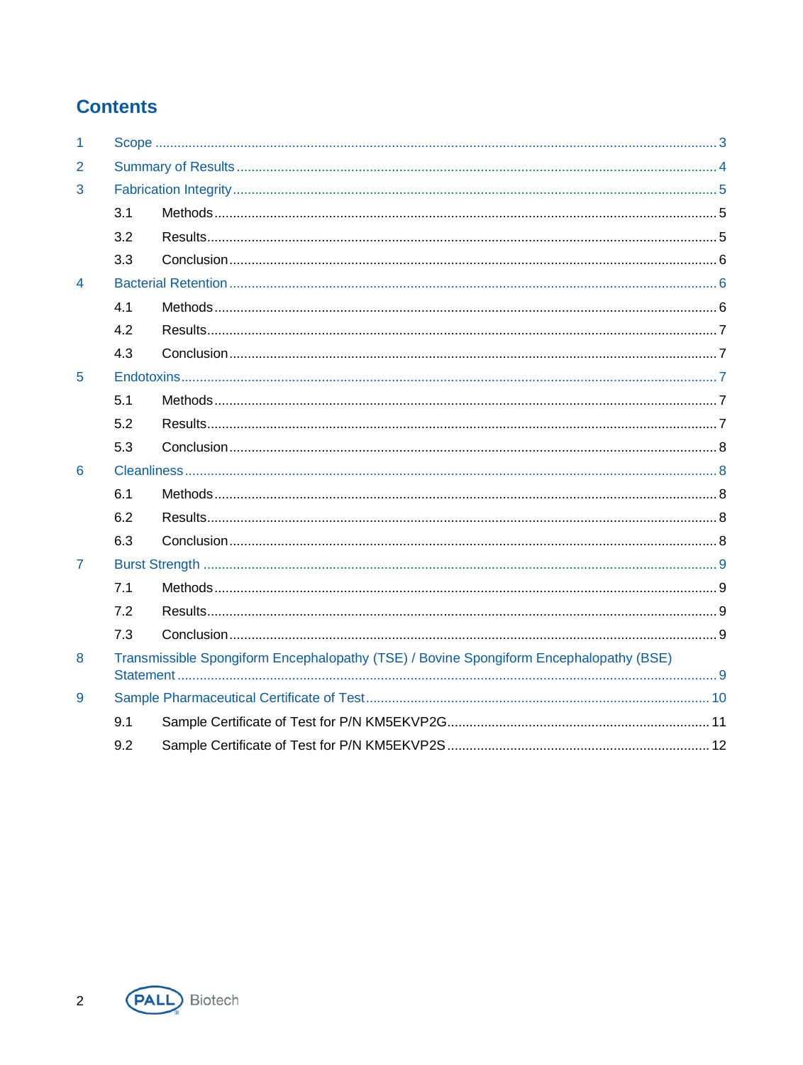# Contents

1 Scope ..... 3

2 Summary of Results ..... 4

3 Fabrication Integrity ..... 5

- 3.1 Methods ..... 5
- 3.2 Results ..... 5
- 3.3 Conclusion ..... 6

4 Bacterial Retention ..... 6

- 4.1 Methods ..... 6
- 4.2 Results ..... 7
- 4.3 Conclusion ..... 7

5 Endotoxins ..... 7

- 5.1 Methods ..... 7
- 5.2 Results ..... 7
- 5.3 Conclusion ..... 8

6 Cleanliness ..... 8

- 6.1 Methods ..... 8
- 6.2 Results ..... 8
- 6.3 Conclusion ..... 8

7 Burst Strength ..... 9

- 7.1 Methods ..... 9
- 7.2 Results ..... 9
- 7.3 Conclusion ..... 9

8 Transmissible Spongiform Encephalopathy (TSE) / Bovine Spongiform Encephalopathy (BSE) Statement ..... 9

9 Sample Pharmaceutical Certificate of Test ..... 10

- 9.1 Sample Certificate of Test for P/N KM5EKVP2G ..... 11
- 9.2 Sample Certificate of Test for P/N KM5EKVP2S ..... 12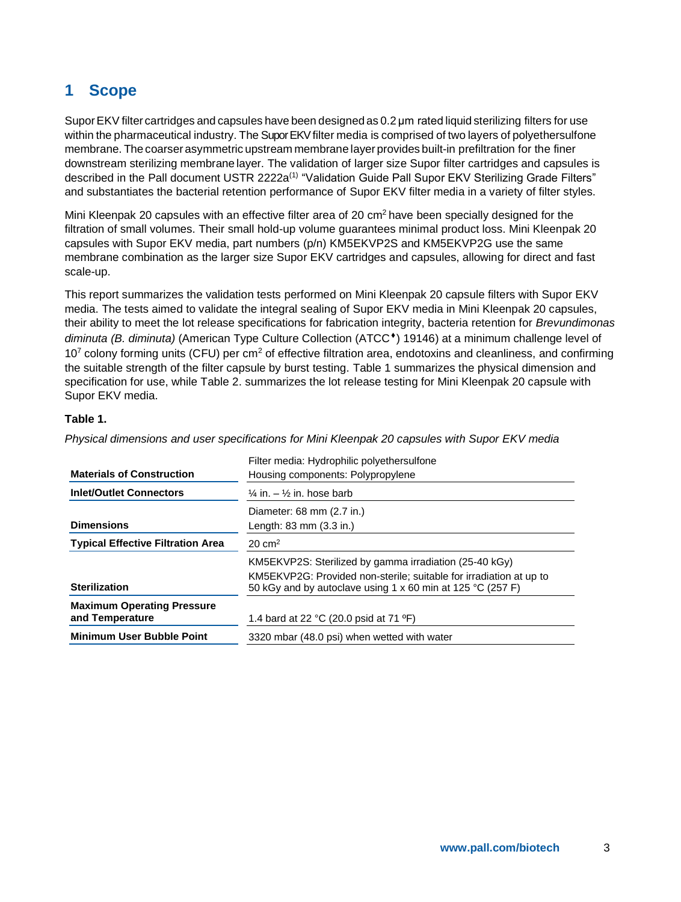# 1 Scope

Supor EKV filter cartridges and capsules have been designed as 0.2 µm rated liquid sterilizing filters for use within the pharmaceutical industry. The Supor EKV filter media is comprised of two layers of polyethersulfone membrane. The coarser asymmetric upstream membrane layer provides built-in prefiltration for the finer downstream sterilizing membrane layer. The validation of larger size Supor filter cartridges and capsules is described in the Pall document USTR 2222a(1) "Validation Guide Pall Supor EKV Sterilizing Grade Filters" and substantiates the bacterial retention performance of Supor EKV filter media in a variety of filter styles.

Mini Kleenpak 20 capsules with an effective filter area of 20 $cm^2$ have been specially designed for the filtration of small volumes. Their small hold-up volume guarantees minimal product loss. Mini Kleenpak 20 capsules with Supor EKV media, part numbers (p/n) KM5EKVP2S and KM5EKVP2G use the same membrane combination as the larger size Supor EKV cartridges and capsules, allowing for direct and fast scale-up.

This report summarizes the validation tests performed on Mini Kleenpak 20 capsule filters with Supor EKV media. The tests aimed to validate the integral sealing of Supor EKV media in Mini Kleenpak 20 capsules, their ability to meet the lot release specifications for fabrication integrity, bacteria retention for *Brevundimonas diminuta (B. diminuta)* (American Type Culture Collection (ATCC♦) 19146) at a minimum challenge level of $10^7$ colony forming units (CFU) per $cm^2$ of effective filtration area, endotoxins and cleanliness, and confirming the suitable strength of the filter capsule by burst testing. Table 1 summarizes the physical dimension and specification for use, while Table 2. summarizes the lot release testing for Mini Kleenpak 20 capsule with Supor EKV media.

**Table 1.**

*Physical dimensions and user specifications for Mini Kleenpak 20 capsules with Supor EKV media*

| | |
|---|---|
| **Materials of Construction** | Filter media: Hydrophilic polyethersulfone<br>Housing components: Polypropylene |
| **Inlet/Outlet Connectors** | ¼ in. – ½ in. hose barb |
| **Dimensions** | Diameter: 68 mm (2.7 in.)<br>Length: 83 mm (3.3 in.) |
| **Typical Effective Filtration Area** | 20 $cm^2$ |
| **Sterilization** | KM5EKVP2S: Sterilized by gamma irradiation (25-40 kGy)<br>KM5EKVP2G: Provided non-sterile; suitable for irradiation at up to 50 kGy and by autoclave using 1 x 60 min at 125 °C (257 F) |
| **Maximum Operating Pressure and Temperature** | 1.4 bard at 22 °C (20.0 psid at 71 ºF) |
| **Minimum User Bubble Point** | 3320 mbar (48.0 psi) when wetted with water |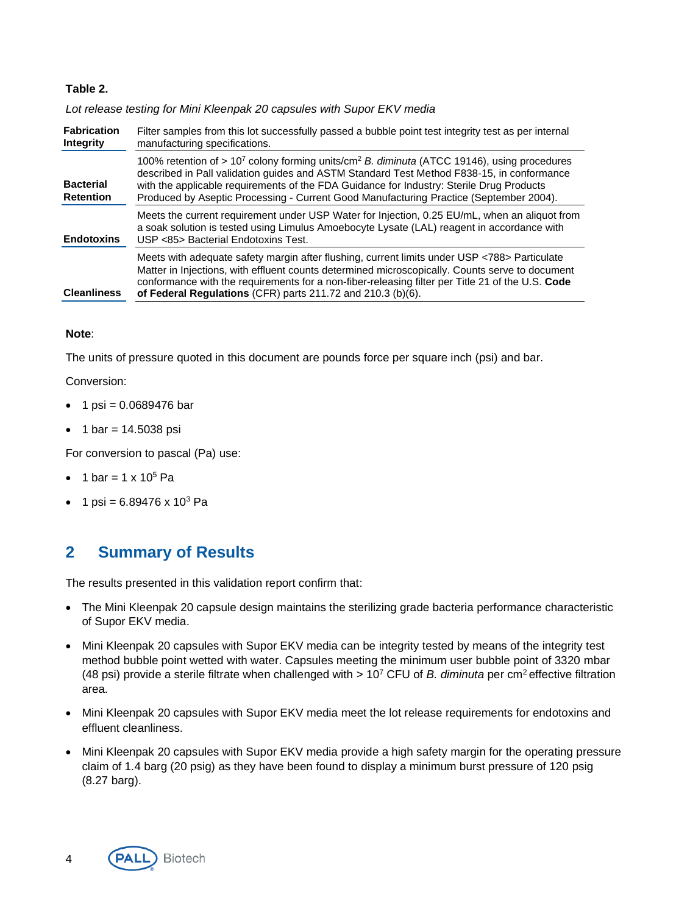**Table 2.**

*Lot release testing for Mini Kleenpak 20 capsules with Supor EKV media*

| | |
|---|---|
| **Fabrication Integrity** | Filter samples from this lot successfully passed a bubble point test integrity test as per internal manufacturing specifications. |
| **Bacterial Retention** | 100% retention of > $10^7$ colony forming units/cm$^2$ *B. diminuta* (ATCC 19146), using procedures described in Pall validation guides and ASTM Standard Test Method F838-15, in conformance with the applicable requirements of the FDA Guidance for Industry: Sterile Drug Products Produced by Aseptic Processing - Current Good Manufacturing Practice (September 2004). |
| **Endotoxins** | Meets the current requirement under USP Water for Injection, 0.25 EU/mL, when an aliquot from a soak solution is tested using Limulus Amoebocyte Lysate (LAL) reagent in accordance with USP <85> Bacterial Endotoxins Test. |
| **Cleanliness** | Meets with adequate safety margin after flushing, current limits under USP <788> Particulate Matter in Injections, with effluent counts determined microscopically. Counts serve to document conformance with the requirements for a non-fiber-releasing filter per Title 21 of the U.S. **Code of Federal Regulations** (CFR) parts 211.72 and 210.3 (b)(6). |

**Note**:

The units of pressure quoted in this document are pounds force per square inch (psi) and bar.

Conversion:

- 1 psi = 0.0689476 bar
- 1 bar = 14.5038 psi

For conversion to pascal (Pa) use:

- 1 bar = 1 x $10^5$ Pa
- 1 psi = 6.89476 x $10^3$ Pa

## 2 Summary of Results

The results presented in this validation report confirm that:

- The Mini Kleenpak 20 capsule design maintains the sterilizing grade bacteria performance characteristic of Supor EKV media.
- Mini Kleenpak 20 capsules with Supor EKV media can be integrity tested by means of the integrity test method bubble point wetted with water. Capsules meeting the minimum user bubble point of 3320 mbar (48 psi) provide a sterile filtrate when challenged with > $10^7$ CFU of *B. diminuta* per cm$^2$ effective filtration area.
- Mini Kleenpak 20 capsules with Supor EKV media meet the lot release requirements for endotoxins and effluent cleanliness.
- Mini Kleenpak 20 capsules with Supor EKV media provide a high safety margin for the operating pressure claim of 1.4 barg (20 psig) as they have been found to display a minimum burst pressure of 120 psig (8.27 barg).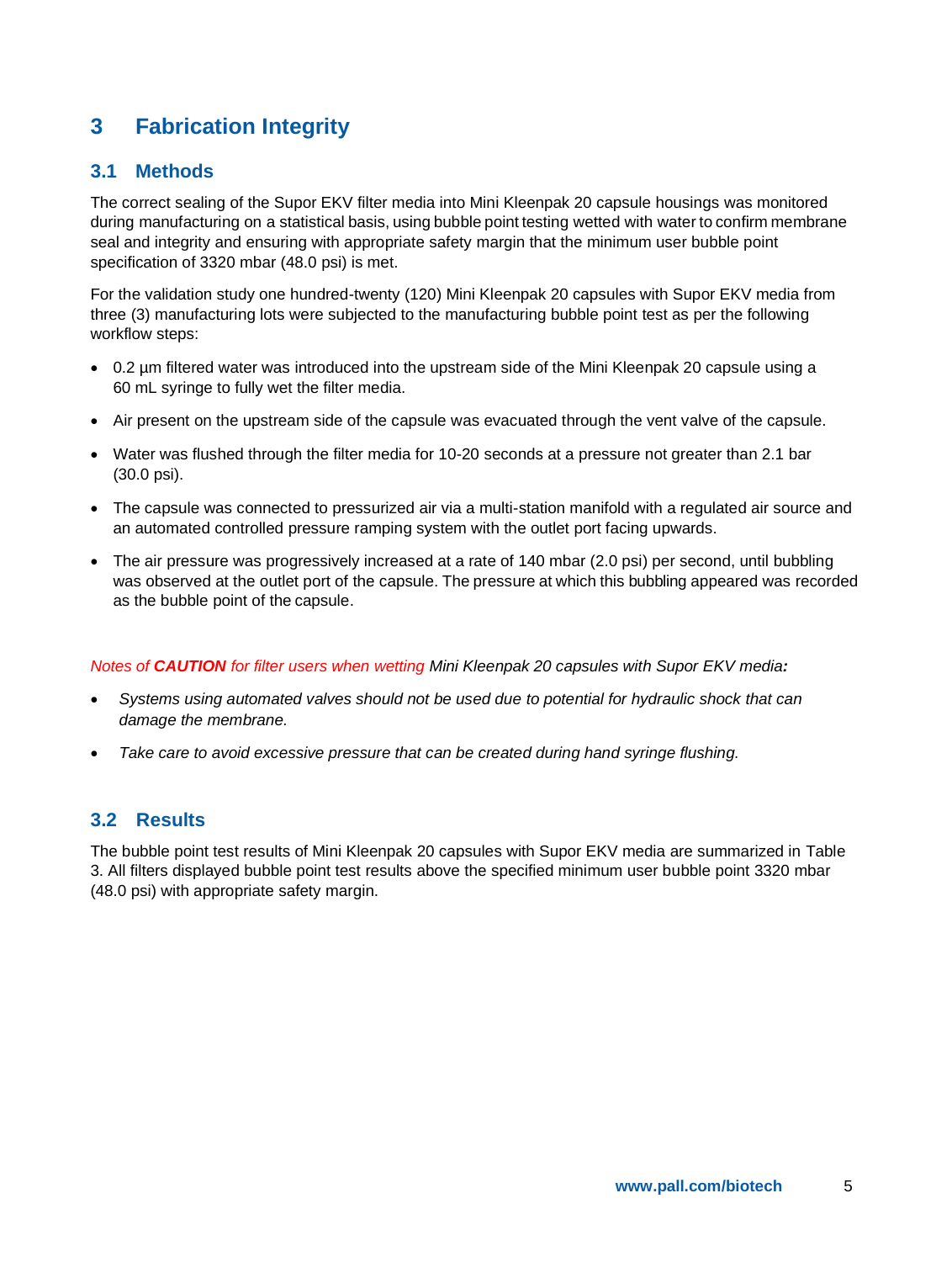# 3 Fabrication Integrity

## 3.1 Methods

The correct sealing of the Supor EKV filter media into Mini Kleenpak 20 capsule housings was monitored during manufacturing on a statistical basis, using bubble point testing wetted with water to confirm membrane seal and integrity and ensuring with appropriate safety margin that the minimum user bubble point specification of 3320 mbar (48.0 psi) is met.

For the validation study one hundred-twenty (120) Mini Kleenpak 20 capsules with Supor EKV media from three (3) manufacturing lots were subjected to the manufacturing bubble point test as per the following workflow steps:

- 0.2 µm filtered water was introduced into the upstream side of the Mini Kleenpak 20 capsule using a 60 mL syringe to fully wet the filter media.
- Air present on the upstream side of the capsule was evacuated through the vent valve of the capsule.
- Water was flushed through the filter media for 10-20 seconds at a pressure not greater than 2.1 bar (30.0 psi).
- The capsule was connected to pressurized air via a multi-station manifold with a regulated air source and an automated controlled pressure ramping system with the outlet port facing upwards.
- The air pressure was progressively increased at a rate of 140 mbar (2.0 psi) per second, until bubbling was observed at the outlet port of the capsule. The pressure at which this bubbling appeared was recorded as the bubble point of the capsule.

*Notes of **CAUTION** for filter users when wetting Mini Kleenpak 20 capsules with Supor EKV media**:***

- *Systems using automated valves should not be used due to potential for hydraulic shock that can damage the membrane.*
- *Take care to avoid excessive pressure that can be created during hand syringe flushing.*

## 3.2 Results

The bubble point test results of Mini Kleenpak 20 capsules with Supor EKV media are summarized in Table 3. All filters displayed bubble point test results above the specified minimum user bubble point 3320 mbar (48.0 psi) with appropriate safety margin.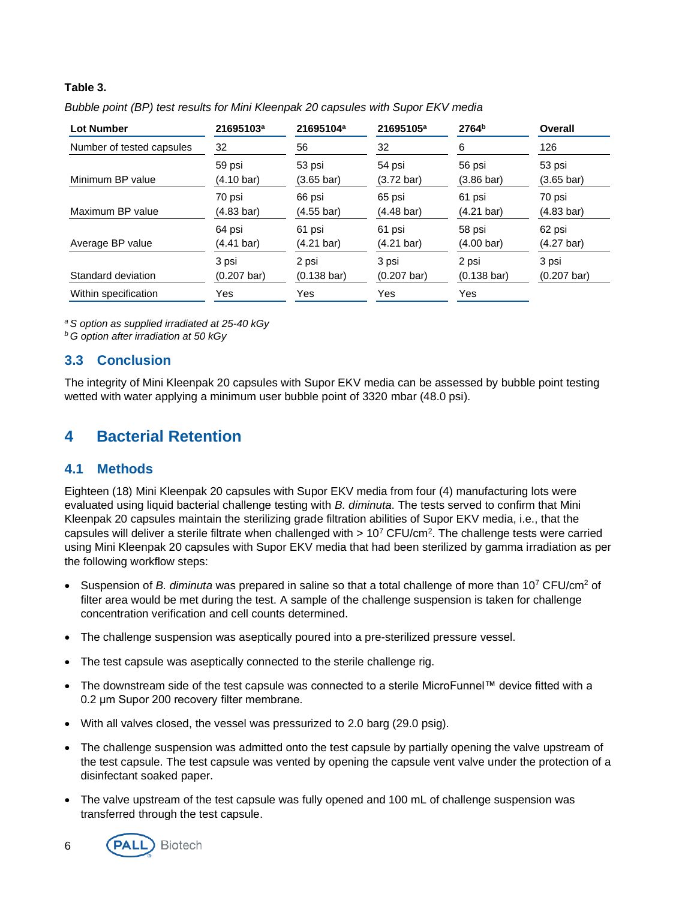**Table 3.**

*Bubble point (BP) test results for Mini Kleenpak 20 capsules with Supor EKV media*

| Lot Number | 21695103[a] | 21695104[a] | 21695105[a] | 2764[b] | Overall |
|---|---|---|---|---|---|
| Number of tested capsules | 32 | 56 | 32 | 6 | 126 |
| Minimum BP value | 59 psi (4.10 bar) | 53 psi (3.65 bar) | 54 psi (3.72 bar) | 56 psi (3.86 bar) | 53 psi (3.65 bar) |
| Maximum BP value | 70 psi (4.83 bar) | 66 psi (4.55 bar) | 65 psi (4.48 bar) | 61 psi (4.21 bar) | 70 psi (4.83 bar) |
| Average BP value | 64 psi (4.41 bar) | 61 psi (4.21 bar) | 61 psi (4.21 bar) | 58 psi (4.00 bar) | 62 psi (4.27 bar) |
| Standard deviation | 3 psi (0.207 bar) | 2 psi (0.138 bar) | 3 psi (0.207 bar) | 2 psi (0.138 bar) | 3 psi (0.207 bar) |
| Within specification | Yes | Yes | Yes | Yes | |

[a] *S option as supplied irradiated at 25-40 kGy*
[b] *G option after irradiation at 50 kGy*

## 3.3 Conclusion

The integrity of Mini Kleenpak 20 capsules with Supor EKV media can be assessed by bubble point testing wetted with water applying a minimum user bubble point of 3320 mbar (48.0 psi).

# 4 Bacterial Retention

## 4.1 Methods

Eighteen (18) Mini Kleenpak 20 capsules with Supor EKV media from four (4) manufacturing lots were evaluated using liquid bacterial challenge testing with *B. diminuta*. The tests served to confirm that Mini Kleenpak 20 capsules maintain the sterilizing grade filtration abilities of Supor EKV media, i.e., that the capsules will deliver a sterile filtrate when challenged with > $10^7$ CFU/$cm^2$. The challenge tests were carried using Mini Kleenpak 20 capsules with Supor EKV media that had been sterilized by gamma irradiation as per the following workflow steps:

- Suspension of *B. diminuta* was prepared in saline so that a total challenge of more than $10^7$ CFU/$cm^2$ of filter area would be met during the test. A sample of the challenge suspension is taken for challenge concentration verification and cell counts determined.
- The challenge suspension was aseptically poured into a pre-sterilized pressure vessel.
- The test capsule was aseptically connected to the sterile challenge rig.
- The downstream side of the test capsule was connected to a sterile MicroFunnel™ device fitted with a 0.2 µm Supor 200 recovery filter membrane.
- With all valves closed, the vessel was pressurized to 2.0 barg (29.0 psig).
- The challenge suspension was admitted onto the test capsule by partially opening the valve upstream of the test capsule. The test capsule was vented by opening the capsule vent valve under the protection of a disinfectant soaked paper.
- The valve upstream of the test capsule was fully opened and 100 mL of challenge suspension was transferred through the test capsule.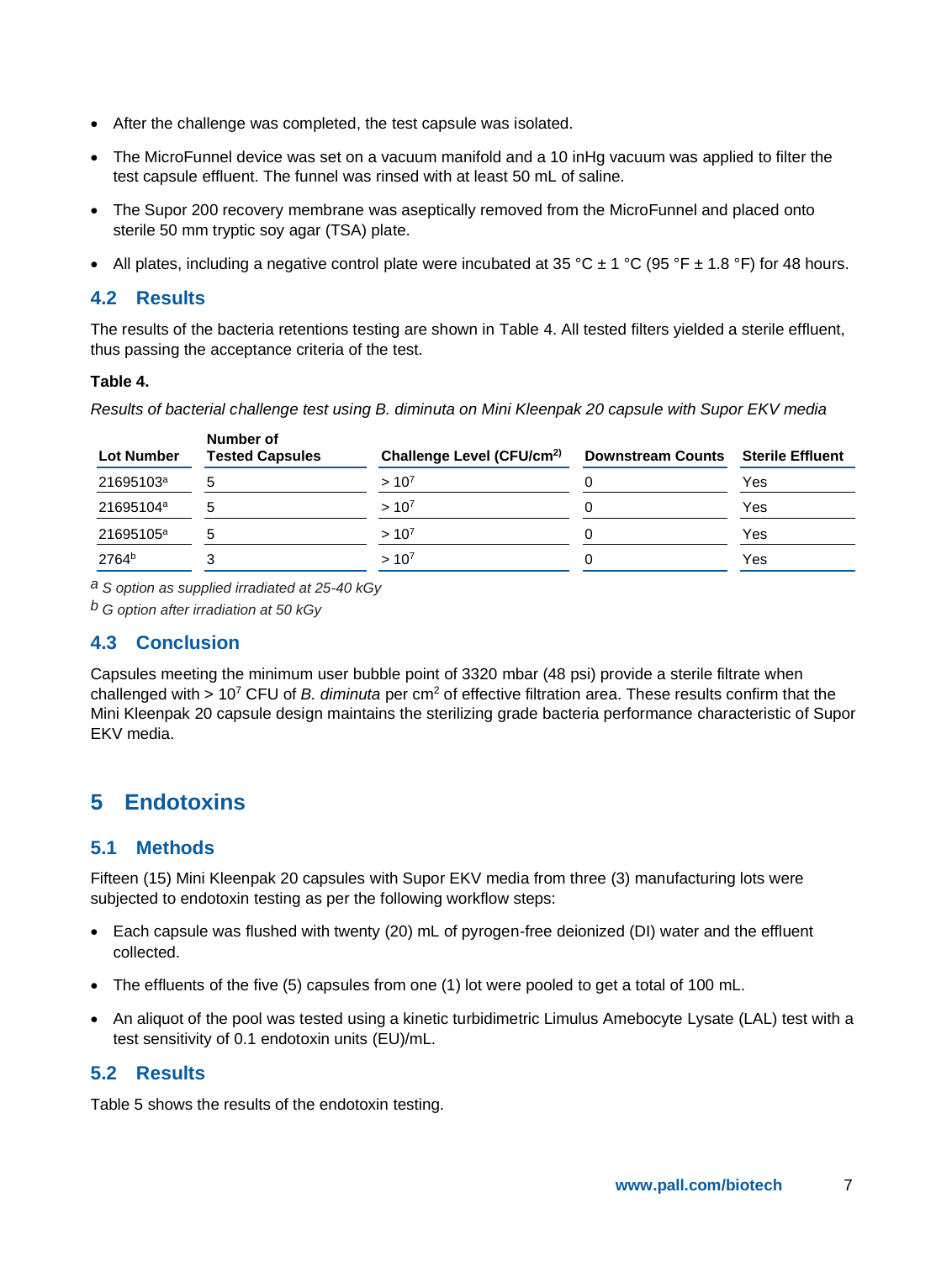- After the challenge was completed, the test capsule was isolated.
- The MicroFunnel device was set on a vacuum manifold and a 10 inHg vacuum was applied to filter the test capsule effluent. The funnel was rinsed with at least 50 mL of saline.
- The Supor 200 recovery membrane was aseptically removed from the MicroFunnel and placed onto sterile 50 mm tryptic soy agar (TSA) plate.
- All plates, including a negative control plate were incubated at 35 °C ± 1 °C (95 °F ± 1.8 °F) for 48 hours.

## 4.2 Results

The results of the bacteria retentions testing are shown in Table 4. All tested filters yielded a sterile effluent, thus passing the acceptance criteria of the test.

**Table 4.**

*Results of bacterial challenge test using B. diminuta on Mini Kleenpak 20 capsule with Supor EKV media*

| Lot Number | Number of Tested Capsules | Challenge Level (CFU/cm$^2$) | Downstream Counts | Sterile Effluent |
|---|---|---|---|---|
| 21695103[a] | 5 | > $10^7$ | 0 | Yes |
| 21695104[a] | 5 | > $10^7$ | 0 | Yes |
| 21695105[a] | 5 | > $10^7$ | 0 | Yes |
| 2764[b] | 3 | > $10^7$ | 0 | Yes |

[a] *S option as supplied irradiated at 25-40 kGy*

[b] *G option after irradiation at 50 kGy*

## 4.3 Conclusion

Capsules meeting the minimum user bubble point of 3320 mbar (48 psi) provide a sterile filtrate when challenged with > $10^7$ CFU of *B. diminuta* per cm$^2$ of effective filtration area. These results confirm that the Mini Kleenpak 20 capsule design maintains the sterilizing grade bacteria performance characteristic of Supor EKV media.

# 5 Endotoxins

## 5.1 Methods

Fifteen (15) Mini Kleenpak 20 capsules with Supor EKV media from three (3) manufacturing lots were subjected to endotoxin testing as per the following workflow steps:

- Each capsule was flushed with twenty (20) mL of pyrogen-free deionized (DI) water and the effluent collected.
- The effluents of the five (5) capsules from one (1) lot were pooled to get a total of 100 mL.
- An aliquot of the pool was tested using a kinetic turbidimetric Limulus Amebocyte Lysate (LAL) test with a test sensitivity of 0.1 endotoxin units (EU)/mL.

## 5.2 Results

Table 5 shows the results of the endotoxin testing.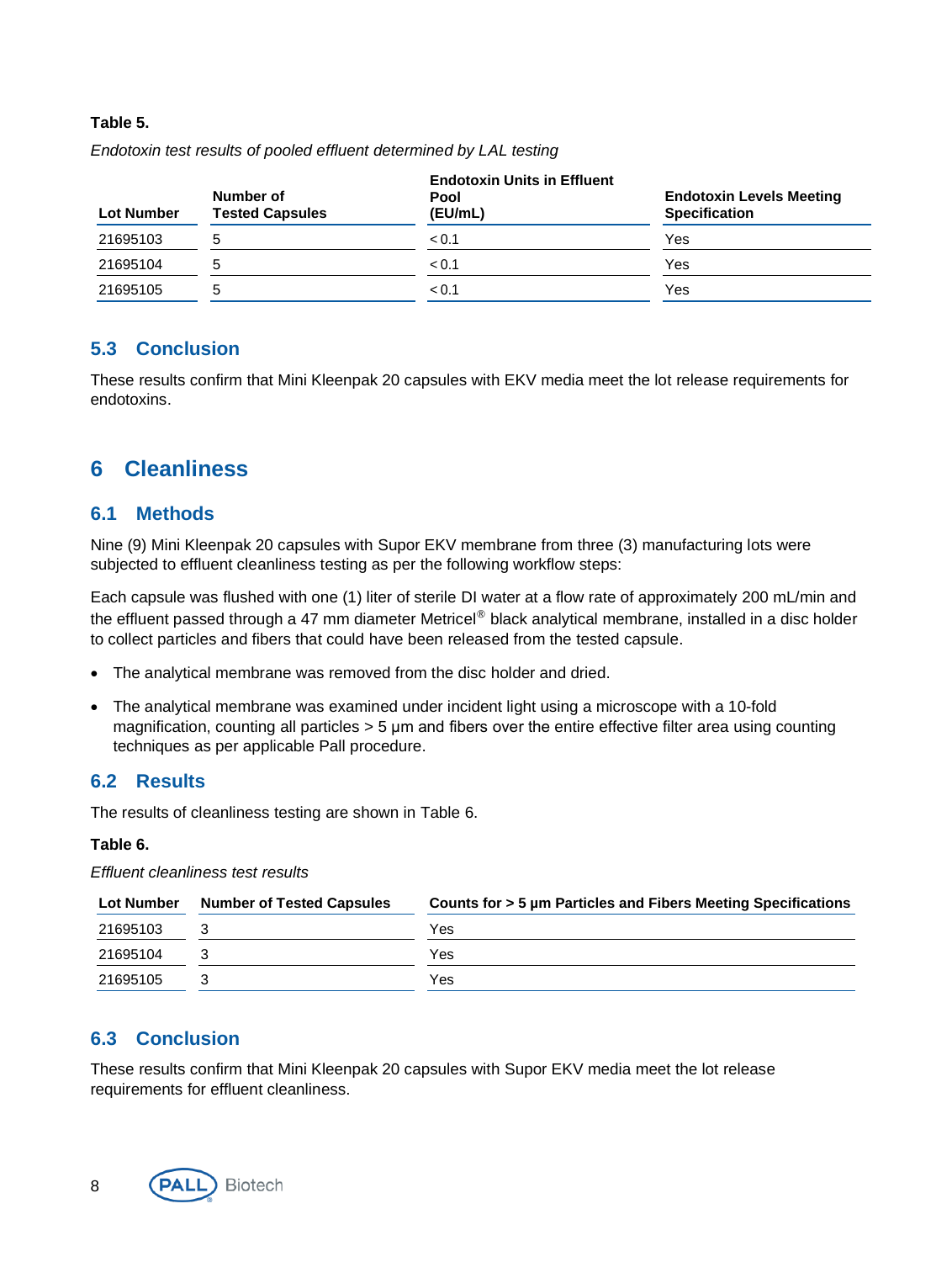**Table 5.**

*Endotoxin test results of pooled effluent determined by LAL testing*

| Lot Number | Number of Tested Capsules | Endotoxin Units in Effluent Pool (EU/mL) | Endotoxin Levels Meeting Specification |
|---|---|---|---|
| 21695103 | 5 | < 0.1 | Yes |
| 21695104 | 5 | < 0.1 | Yes |
| 21695105 | 5 | < 0.1 | Yes |

## 5.3 Conclusion

These results confirm that Mini Kleenpak 20 capsules with EKV media meet the lot release requirements for endotoxins.

# 6 Cleanliness

## 6.1 Methods

Nine (9) Mini Kleenpak 20 capsules with Supor EKV membrane from three (3) manufacturing lots were subjected to effluent cleanliness testing as per the following workflow steps:

Each capsule was flushed with one (1) liter of sterile DI water at a flow rate of approximately 200 mL/min and the effluent passed through a 47 mm diameter Metricel® black analytical membrane, installed in a disc holder to collect particles and fibers that could have been released from the tested capsule.

- The analytical membrane was removed from the disc holder and dried.
- The analytical membrane was examined under incident light using a microscope with a 10-fold magnification, counting all particles > 5 µm and fibers over the entire effective filter area using counting techniques as per applicable Pall procedure.

## 6.2 Results

The results of cleanliness testing are shown in Table 6.

**Table 6.**

*Effluent cleanliness test results*

| Lot Number | Number of Tested Capsules | Counts for > 5 µm Particles and Fibers Meeting Specifications |
|---|---|---|
| 21695103 | 3 | Yes |
| 21695104 | 3 | Yes |
| 21695105 | 3 | Yes |

## 6.3 Conclusion

These results confirm that Mini Kleenpak 20 capsules with Supor EKV media meet the lot release requirements for effluent cleanliness.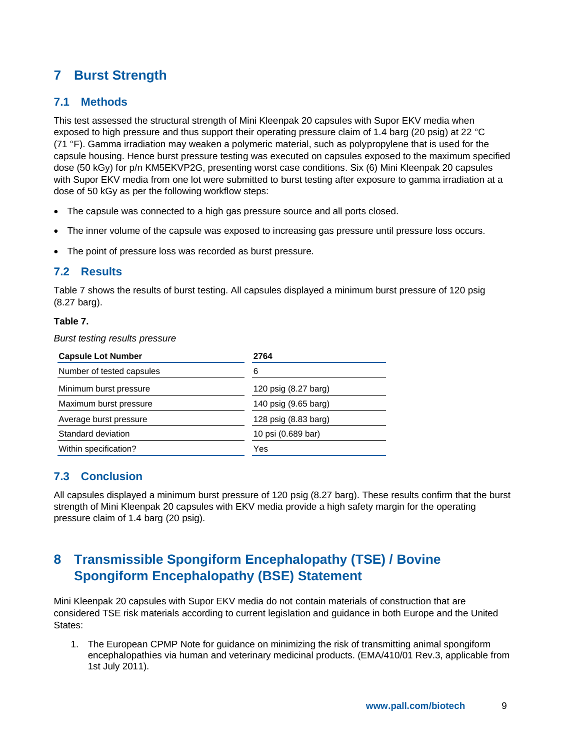# 7 Burst Strength

## 7.1 Methods

This test assessed the structural strength of Mini Kleenpak 20 capsules with Supor EKV media when exposed to high pressure and thus support their operating pressure claim of 1.4 barg (20 psig) at 22 °C (71 °F). Gamma irradiation may weaken a polymeric material, such as polypropylene that is used for the capsule housing. Hence burst pressure testing was executed on capsules exposed to the maximum specified dose (50 kGy) for p/n KM5EKVP2G, presenting worst case conditions. Six (6) Mini Kleenpak 20 capsules with Supor EKV media from one lot were submitted to burst testing after exposure to gamma irradiation at a dose of 50 kGy as per the following workflow steps:

- The capsule was connected to a high gas pressure source and all ports closed.
- The inner volume of the capsule was exposed to increasing gas pressure until pressure loss occurs.
- The point of pressure loss was recorded as burst pressure.

## 7.2 Results

Table 7 shows the results of burst testing. All capsules displayed a minimum burst pressure of 120 psig (8.27 barg).

**Table 7.**

*Burst testing results pressure*

| Capsule Lot Number | 2764 |
|---|---|
| Number of tested capsules | 6 |
| Minimum burst pressure | 120 psig (8.27 barg) |
| Maximum burst pressure | 140 psig (9.65 barg) |
| Average burst pressure | 128 psig (8.83 barg) |
| Standard deviation | 10 psi (0.689 bar) |
| Within specification? | Yes |

## 7.3 Conclusion

All capsules displayed a minimum burst pressure of 120 psig (8.27 barg). These results confirm that the burst strength of Mini Kleenpak 20 capsules with EKV media provide a high safety margin for the operating pressure claim of 1.4 barg (20 psig).

# 8 Transmissible Spongiform Encephalopathy (TSE) / Bovine Spongiform Encephalopathy (BSE) Statement

Mini Kleenpak 20 capsules with Supor EKV media do not contain materials of construction that are considered TSE risk materials according to current legislation and guidance in both Europe and the United States:

1. The European CPMP Note for guidance on minimizing the risk of transmitting animal spongiform encephalopathies via human and veterinary medicinal products. (EMA/410/01 Rev.3, applicable from 1st July 2011).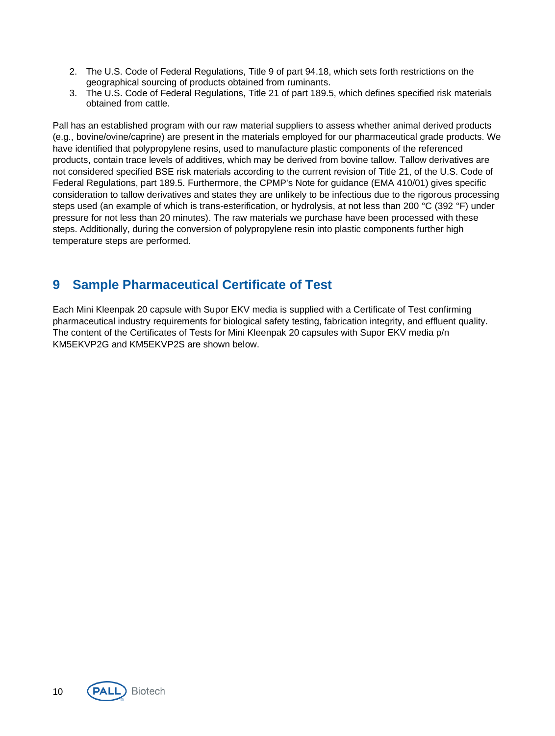2. The U.S. Code of Federal Regulations, Title 9 of part 94.18, which sets forth restrictions on the geographical sourcing of products obtained from ruminants.
3. The U.S. Code of Federal Regulations, Title 21 of part 189.5, which defines specified risk materials obtained from cattle.

Pall has an established program with our raw material suppliers to assess whether animal derived products (e.g., bovine/ovine/caprine) are present in the materials employed for our pharmaceutical grade products. We have identified that polypropylene resins, used to manufacture plastic components of the referenced products, contain trace levels of additives, which may be derived from bovine tallow. Tallow derivatives are not considered specified BSE risk materials according to the current revision of Title 21, of the U.S. Code of Federal Regulations, part 189.5. Furthermore, the CPMP's Note for guidance (EMA 410/01) gives specific consideration to tallow derivatives and states they are unlikely to be infectious due to the rigorous processing steps used (an example of which is trans-esterification, or hydrolysis, at not less than 200 °C (392 °F) under pressure for not less than 20 minutes). The raw materials we purchase have been processed with these steps. Additionally, during the conversion of polypropylene resin into plastic components further high temperature steps are performed.

## 9 Sample Pharmaceutical Certificate of Test

Each Mini Kleenpak 20 capsule with Supor EKV media is supplied with a Certificate of Test confirming pharmaceutical industry requirements for biological safety testing, fabrication integrity, and effluent quality. The content of the Certificates of Tests for Mini Kleenpak 20 capsules with Supor EKV media p/n KM5EKVP2G and KM5EKVP2S are shown below.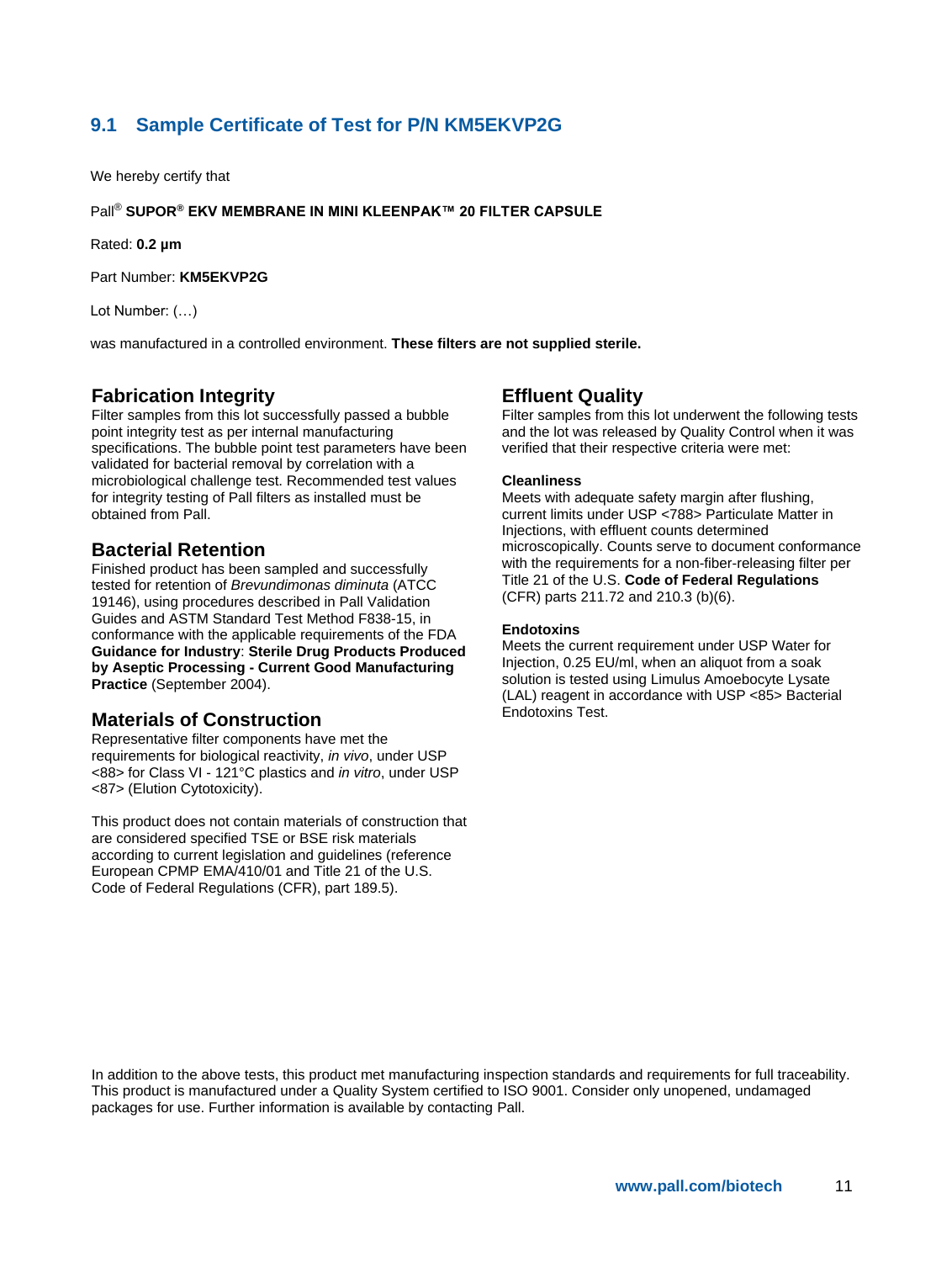## 9.1 Sample Certificate of Test for P/N KM5EKVP2G

We hereby certify that

Pall® **SUPOR® EKV MEMBRANE IN MINI KLEENPAK™ 20 FILTER CAPSULE**

Rated: **0.2 µm**

Part Number: **KM5EKVP2G**

Lot Number: (…)

was manufactured in a controlled environment. **These filters are not supplied sterile.**

### Fabrication Integrity

Filter samples from this lot successfully passed a bubble point integrity test as per internal manufacturing specifications. The bubble point test parameters have been validated for bacterial removal by correlation with a microbiological challenge test. Recommended test values for integrity testing of Pall filters as installed must be obtained from Pall.

### Bacterial Retention

Finished product has been sampled and successfully tested for retention of *Brevundimonas diminuta* (ATCC 19146), using procedures described in Pall Validation Guides and ASTM Standard Test Method F838-15, in conformance with the applicable requirements of the FDA **Guidance for Industry**: **Sterile Drug Products Produced by Aseptic Processing - Current Good Manufacturing Practice** (September 2004).

### Materials of Construction

Representative filter components have met the requirements for biological reactivity, *in vivo*, under USP <88> for Class VI - 121°C plastics and *in vitro*, under USP <87> (Elution Cytotoxicity).

This product does not contain materials of construction that are considered specified TSE or BSE risk materials according to current legislation and guidelines (reference European CPMP EMA/410/01 and Title 21 of the U.S. Code of Federal Regulations (CFR), part 189.5).

### Effluent Quality

Filter samples from this lot underwent the following tests and the lot was released by Quality Control when it was verified that their respective criteria were met:

**Cleanliness**

Meets with adequate safety margin after flushing, current limits under USP <788> Particulate Matter in Injections, with effluent counts determined microscopically. Counts serve to document conformance with the requirements for a non-fiber-releasing filter per Title 21 of the U.S. **Code of Federal Regulations** (CFR) parts 211.72 and 210.3 (b)(6).

**Endotoxins**

Meets the current requirement under USP Water for Injection, 0.25 EU/ml, when an aliquot from a soak solution is tested using Limulus Amoebocyte Lysate (LAL) reagent in accordance with USP <85> Bacterial Endotoxins Test.

In addition to the above tests, this product met manufacturing inspection standards and requirements for full traceability. This product is manufactured under a Quality System certified to ISO 9001. Consider only unopened, undamaged packages for use. Further information is available by contacting Pall.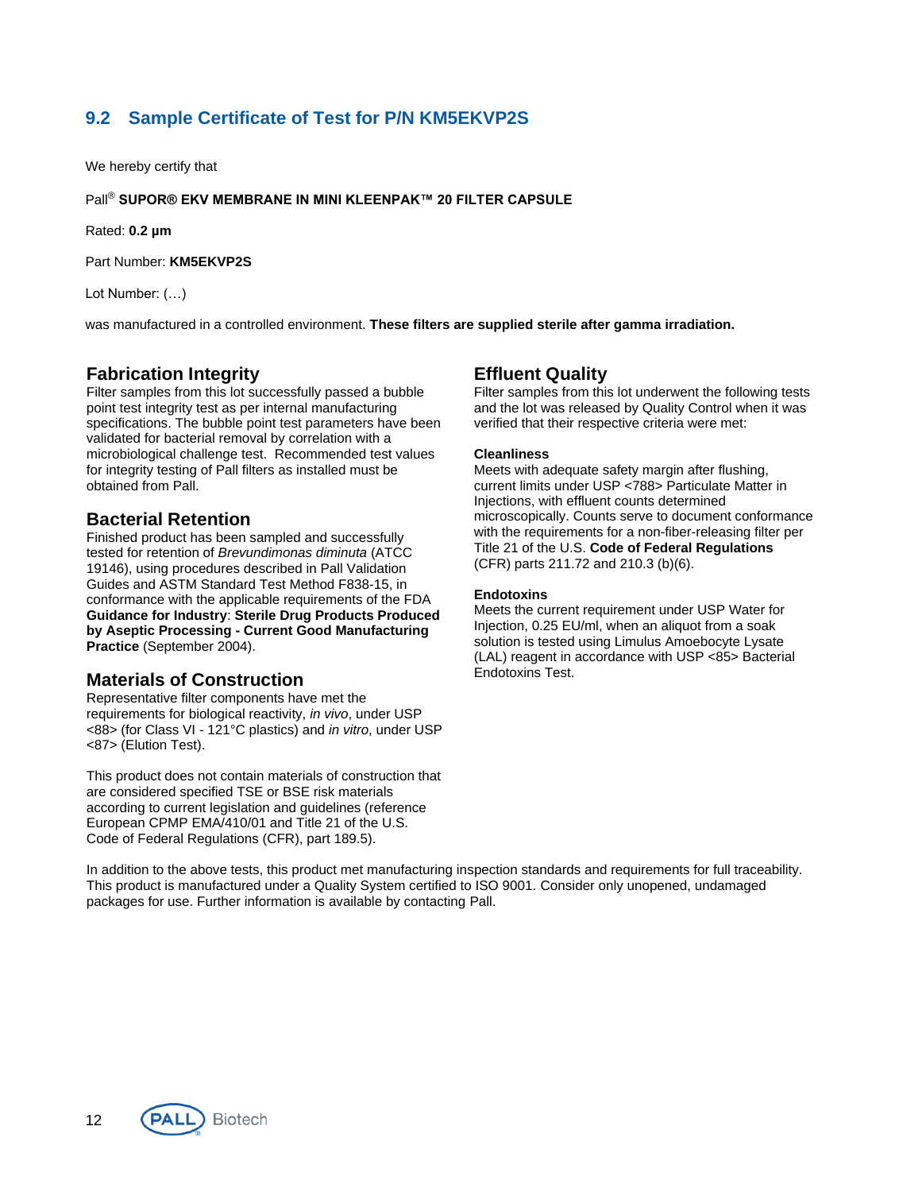## 9.2 Sample Certificate of Test for P/N KM5EKVP2S

We hereby certify that

Pall® **SUPOR® EKV MEMBRANE IN MINI KLEENPAK™ 20 FILTER CAPSULE**

Rated: **0.2 µm**

Part Number: **KM5EKVP2S**

Lot Number: (…)

was manufactured in a controlled environment. **These filters are supplied sterile after gamma irradiation.**

### Fabrication Integrity

Filter samples from this lot successfully passed a bubble point test integrity test as per internal manufacturing specifications. The bubble point test parameters have been validated for bacterial removal by correlation with a microbiological challenge test. Recommended test values for integrity testing of Pall filters as installed must be obtained from Pall.

### Bacterial Retention

Finished product has been sampled and successfully tested for retention of *Brevundimonas diminuta* (ATCC 19146), using procedures described in Pall Validation Guides and ASTM Standard Test Method F838-15, in conformance with the applicable requirements of the FDA **Guidance for Industry**: **Sterile Drug Products Produced by Aseptic Processing - Current Good Manufacturing Practice** (September 2004).

### Materials of Construction

Representative filter components have met the requirements for biological reactivity, *in vivo*, under USP <88> (for Class VI - 121°C plastics) and *in vitro*, under USP <87> (Elution Test).

This product does not contain materials of construction that are considered specified TSE or BSE risk materials according to current legislation and guidelines (reference European CPMP EMA/410/01 and Title 21 of the U.S. Code of Federal Regulations (CFR), part 189.5).

### Effluent Quality

Filter samples from this lot underwent the following tests and the lot was released by Quality Control when it was verified that their respective criteria were met:

**Cleanliness**

Meets with adequate safety margin after flushing, current limits under USP <788> Particulate Matter in Injections, with effluent counts determined microscopically. Counts serve to document conformance with the requirements for a non-fiber-releasing filter per Title 21 of the U.S. **Code of Federal Regulations** (CFR) parts 211.72 and 210.3 (b)(6).

**Endotoxins**

Meets the current requirement under USP Water for Injection, 0.25 EU/ml, when an aliquot from a soak solution is tested using Limulus Amoebocyte Lysate (LAL) reagent in accordance with USP <85> Bacterial Endotoxins Test.

In addition to the above tests, this product met manufacturing inspection standards and requirements for full traceability. This product is manufactured under a Quality System certified to ISO 9001. Consider only unopened, undamaged packages for use. Further information is available by contacting Pall.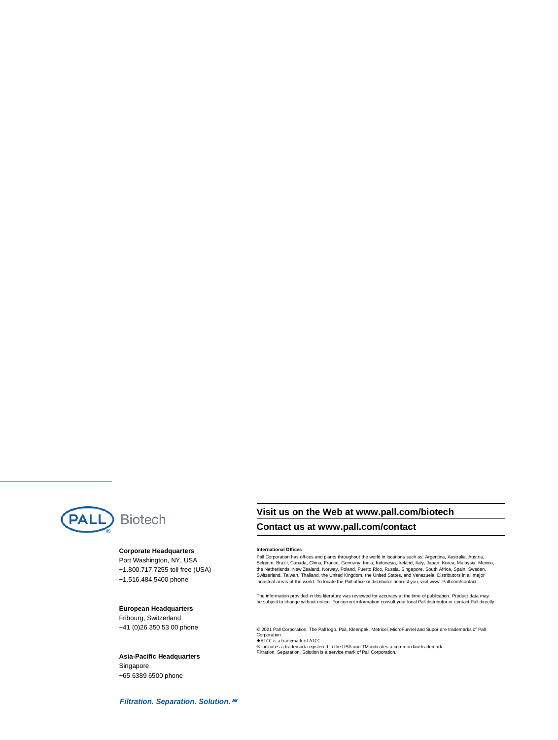PALL Biotech

**Corporate Headquarters**
Port Washington, NY, USA
+1.800.717.7255 toll free (USA)
+1.516.484.5400 phone

**European Headquarters**
Fribourg, Switzerland
+41 (0)26 350 53 00 phone

**Asia-Pacific Headquarters**
Singapore
+65 6389 6500 phone

***Filtration. Separation. Solution.*** ℠

## Visit us on the Web at www.pall.com/biotech

## Contact us at www.pall.com/contact

**International Offices**

Pall Corporation has offices and plants throughout the world in locations such as: Argentina, Australia, Austria, Belgium, Brazil, Canada, China, France, Germany, India, Indonesia, Ireland, Italy, Japan, Korea, Malaysia, Mexico, the Netherlands, New Zealand, Norway, Poland, Puerto Rico, Russia, Singapore, South Africa, Spain, Sweden, Switzerland, Taiwan, Thailand, the United Kingdom, the United States, and Venezuela. Distributors in all major industrial areas of the world. To locate the Pall office or distributor nearest you, visit www. Pall.com/contact.

The information provided in this literature was reviewed for accuracy at the time of publication. Product data may be subject to change without notice. For current information consult your local Pall distributor or contact Pall directly.

© 2021 Pall Corporation. The Pall logo, Pall, Kleenpak, Metricel, MicroFunnel and Supor are trademarks of Pall Corporation.
◆ATCC is a trademark of ATCC
® indicates a trademark registered in the USA and TM indicates a common law trademark.
Filtration. Separation. Solution is a service mark of Pall Corporation.